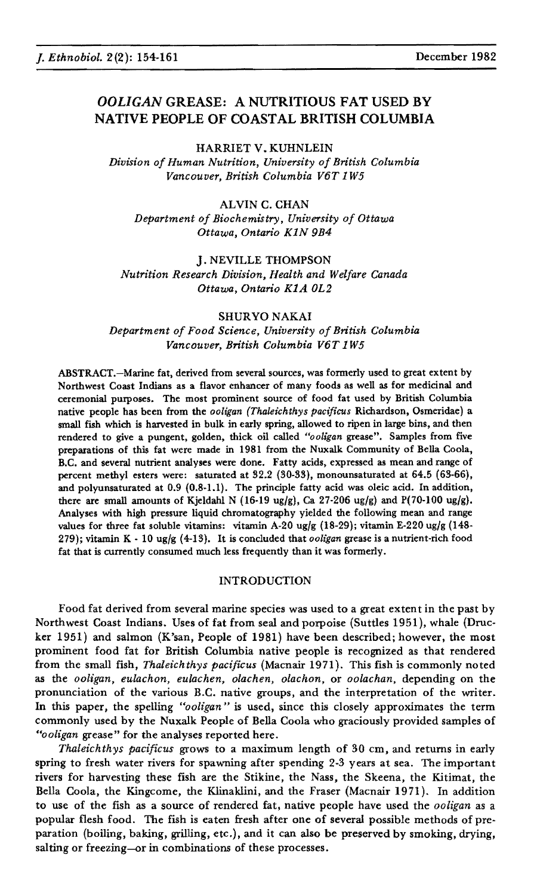# *OOLIGAN* GREASE: A NUTRITIOUS FAT USED BY NATIVE PEOPLE OF COASTAL BRITISH COLUMBIA

HARRIET V. KUHNLEIN
*Division of Human Nutrition, University of British Columbia Vancouver, British Columbia V6T 1W5*

ALVIN C. CHAN
*Department of Biochemistry, University of Ottawa Ottawa, Ontario K1N 9B4*

J. NEVILLE THOMPSON
*Nutrition Research Division, Health and Welfare Canada Ottawa, Ontario K1A 0L2*

SHURYO NAKAI
*Department of Food Science, University of British Columbia Vancouver, British Columbia V6T 1W5*

ABSTRACT.–Marine fat, derived from several sources, was formerly used to great extent by Northwest Coast Indians as a flavor enhancer of many foods as well as for medicinal and ceremonial purposes. The most prominent source of food fat used by British Columbia native people has been from the *ooligan* (*Thaleichthys pacificus* Richardson, Osmeridae) a small fish which is harvested in bulk in early spring, allowed to ripen in large bins, and then rendered to give a pungent, golden, thick oil called *"ooligan* grease". Samples from five preparations of this fat were made in 1981 from the Nuxalk Community of Bella Coola, B.C. and several nutrient analyses were done. Fatty acids, expressed as mean and range of percent methyl esters were: saturated at 32.2 (30-33), monounsaturated at 64.5 (63-66), and polyunsaturated at 0.9 (0.8-1.1). The principle fatty acid was oleic acid. In addition, there are small amounts of Kjeldahl N (16-19 ug/g), Ca 27-206 ug/g) and P(70-100 ug/g). Analyses with high pressure liquid chromatography yielded the following mean and range values for three fat soluble vitamins: vitamin A-20 ug/g (18-29); vitamin E-220 ug/g (148-279); vitamin K - 10 ug/g (4-13). It is concluded that *ooligan* grease is a nutrient-rich food fat that is currently consumed much less frequently than it was formerly.

## INTRODUCTION

Food fat derived from several marine species was used to a great extent in the past by Northwest Coast Indians. Uses of fat from seal and porpoise (Suttles 1951), whale (Drucker 1951) and salmon (K'san, People of 1981) have been described; however, the most prominent food fat for British Columbia native people is recognized as that rendered from the small fish, *Thaleichthys pacificus* (Macnair 1971). This fish is commonly noted as the *ooligan, eulachon, eulachen, olachen, olachon,* or *oolachan,* depending on the pronunciation of the various B.C. native groups, and the interpretation of the writer. In this paper, the spelling *"ooligan"* is used, since this closely approximates the term commonly used by the Nuxalk People of Bella Coola who graciously provided samples of *"ooligan* grease" for the analyses reported here.

*Thaleichthys pacificus* grows to a maximum length of 30 cm, and returns in early spring to fresh water rivers for spawning after spending 2-3 years at sea. The important rivers for harvesting these fish are the Stikine, the Nass, the Skeena, the Kitimat, the Bella Coola, the Kingcome, the Klinaklini, and the Fraser (Macnair 1971). In addition to use of the fish as a source of rendered fat, native people have used the *ooligan* as a popular flesh food. The fish is eaten fresh after one of several possible methods of preparation (boiling, baking, grilling, etc.), and it can also be preserved by smoking, drying, salting or freezing–or in combinations of these processes.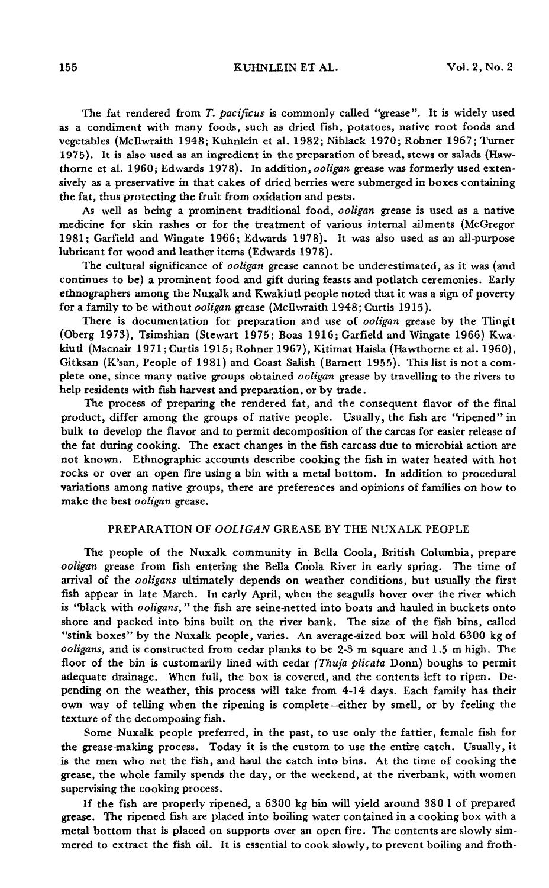The fat rendered from *T. pacificus* is commonly called "grease". It is widely used as a condiment with many foods, such as dried fish, potatoes, native root foods and vegetables (McIlwraith 1948; Kuhnlein et al. 1982; Niblack 1970; Rohner 1967; Turner 1975). It is also used as an ingredient in the preparation of bread, stews or salads (Hawthorne et al. 1960; Edwards 1978). In addition, *ooligan* grease was formerly used extensively as a preservative in that cakes of dried berries were submerged in boxes containing the fat, thus protecting the fruit from oxidation and pests.

As well as being a prominent traditional food, *ooligan* grease is used as a native medicine for skin rashes or for the treatment of various internal ailments (McGregor 1981; Garfield and Wingate 1966; Edwards 1978). It was also used as an all-purpose lubricant for wood and leather items (Edwards 1978).

The cultural significance of *ooligan* grease cannot be underestimated, as it was (and continues to be) a prominent food and gift during feasts and potlatch ceremonies. Early ethnographers among the Nuxalk and Kwakiutl people noted that it was a sign of poverty for a family to be without *ooligan* grease (McIlwraith 1948; Curtis 1915).

There is documentation for preparation and use of *ooligan* grease by the Tlingit (Oberg 1973), Tsimshian (Stewart 1975; Boas 1916; Garfield and Wingate 1966) Kwakiutl (Macnair 1971; Curtis 1915; Rohner 1967), Kitimat Haisla (Hawthorne et al. 1960), Gitksan (K'san, People of 1981) and Coast Salish (Barnett 1955). This list is not a complete one, since many native groups obtained *ooligan* grease by travelling to the rivers to help residents with fish harvest and preparation, or by trade.

The process of preparing the rendered fat, and the consequent flavor of the final product, differ among the groups of native people. Usually, the fish are "ripened" in bulk to develop the flavor and to permit decomposition of the carcas for easier release of the fat during cooking. The exact changes in the fish carcass due to microbial action are not known. Ethnographic accounts describe cooking the fish in water heated with hot rocks or over an open fire using a bin with a metal bottom. In addition to procedural variations among native groups, there are preferences and opinions of families on how to make the best *ooligan* grease.

## PREPARATION OF *OOLIGAN* GREASE BY THE NUXALK PEOPLE

The people of the Nuxalk community in Bella Coola, British Columbia, prepare *ooligan* grease from fish entering the Bella Coola River in early spring. The time of arrival of the *ooligans* ultimately depends on weather conditions, but usually the first fish appear in late March. In early April, when the seagulls hover over the river which is "black with *ooligans*," the fish are seine-netted into boats and hauled in buckets onto shore and packed into bins built on the river bank. The size of the fish bins, called "stink boxes" by the Nuxalk people, varies. An average-sized box will hold 6300 kg of *ooligans*, and is constructed from cedar planks to be 2-3 m square and 1.5 m high. The floor of the bin is customarily lined with cedar (*Thuja plicata* Donn) boughs to permit adequate drainage. When full, the box is covered, and the contents left to ripen. Depending on the weather, this process will take from 4-14 days. Each family has their own way of telling when the ripening is complete—either by smell, or by feeling the texture of the decomposing fish.

Some Nuxalk people preferred, in the past, to use only the fattier, female fish for the grease-making process. Today it is the custom to use the entire catch. Usually, it is the men who net the fish, and haul the catch into bins. At the time of cooking the grease, the whole family spends the day, or the weekend, at the riverbank, with women supervising the cooking process.

If the fish are properly ripened, a 6300 kg bin will yield around 380 l of prepared grease. The ripened fish are placed into boiling water contained in a cooking box with a metal bottom that is placed on supports over an open fire. The contents are slowly simmered to extract the fish oil. It is essential to cook slowly, to prevent boiling and froth-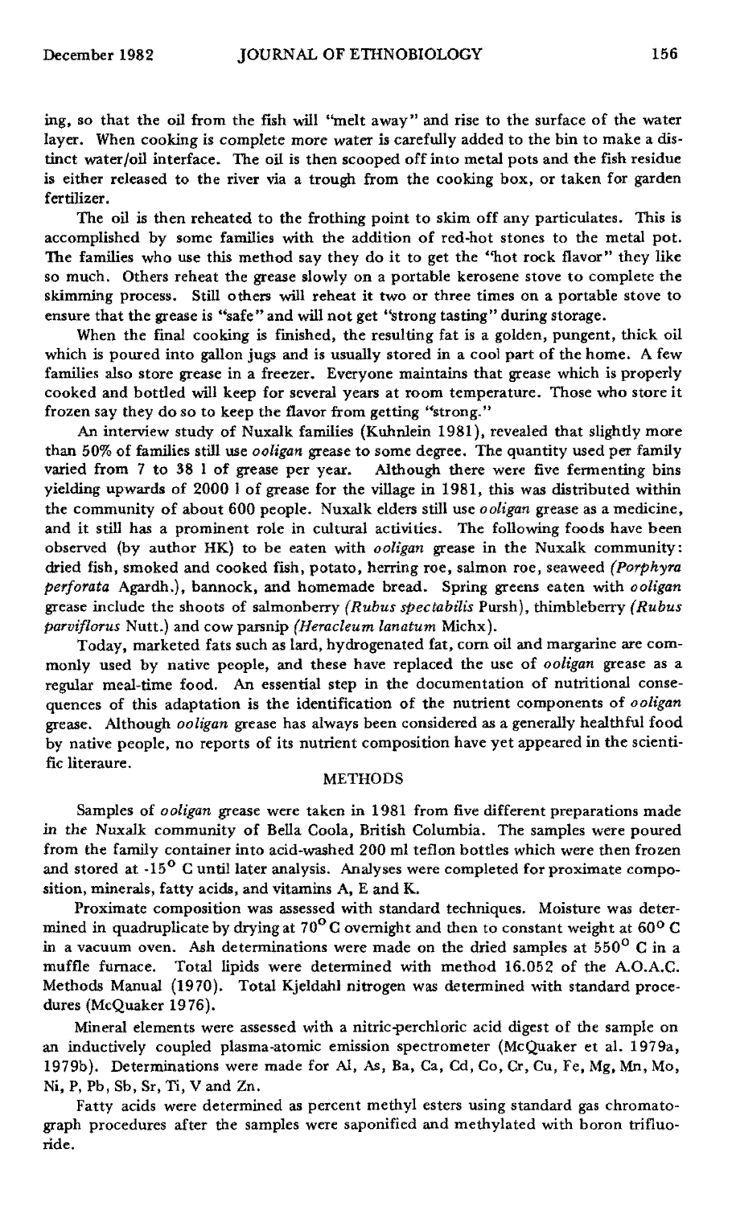ing, so that the oil from the fish will "melt away" and rise to the surface of the water layer. When cooking is complete more water is carefully added to the bin to make a distinct water/oil interface. The oil is then scooped off into metal pots and the fish residue is either released to the river via a trough from the cooking box, or taken for garden fertilizer.

The oil is then reheated to the frothing point to skim off any particulates. This is accomplished by some families with the addition of red-hot stones to the metal pot. The families who use this method say they do it to get the "hot rock flavor" they like so much. Others reheat the grease slowly on a portable kerosene stove to complete the skimming process. Still others will reheat it two or three times on a portable stove to ensure that the grease is "safe" and will not get "strong tasting" during storage.

When the final cooking is finished, the resulting fat is a golden, pungent, thick oil which is poured into gallon jugs and is usually stored in a cool part of the home. A few families also store grease in a freezer. Everyone maintains that grease which is properly cooked and bottled will keep for several years at room temperature. Those who store it frozen say they do so to keep the flavor from getting "strong."

An interview study of Nuxalk families (Kuhnlein 1981), revealed that slightly more than 50% of families still use *ooligan* grease to some degree. The quantity used per family varied from 7 to 38 l of grease per year. Although there were five fermenting bins yielding upwards of 2000 l of grease for the village in 1981, this was distributed within the community of about 600 people. Nuxalk elders still use *ooligan* grease as a medicine, and it still has a prominent role in cultural activities. The following foods have been observed (by author HK) to be eaten with *ooligan* grease in the Nuxalk community: dried fish, smoked and cooked fish, potato, herring roe, salmon roe, seaweed *(Porphyra perforata* Agardh.), bannock, and homemade bread. Spring greens eaten with *ooligan* grease include the shoots of salmonberry *(Rubus spectabilis* Pursh), thimbleberry *(Rubus parviflorus* Nutt.) and cow parsnip *(Heracleum lanatum* Michx).

Today, marketed fats such as lard, hydrogenated fat, corn oil and margarine are commonly used by native people, and these have replaced the use of *ooligan* grease as a regular meal-time food. An essential step in the documentation of nutritional consequences of this adaptation is the identification of the nutrient components of *ooligan* grease. Although *ooligan* grease has always been considered as a generally healthful food by native people, no reports of its nutrient composition have yet appeared in the scientific literaure.

## METHODS

Samples of *ooligan* grease were taken in 1981 from five different preparations made in the Nuxalk community of Bella Coola, British Columbia. The samples were poured from the family container into acid-washed 200 ml teflon bottles which were then frozen and stored at -15° C until later analysis. Analyses were completed for proximate composition, minerals, fatty acids, and vitamins A, E and K.

Proximate composition was assessed with standard techniques. Moisture was determined in quadruplicate by drying at 70° C overnight and then to constant weight at 60° C in a vacuum oven. Ash determinations were made on the dried samples at 550° C in a muffle furnace. Total lipids were determined with method 16.052 of the A.O.A.C. Methods Manual (1970). Total Kjeldahl nitrogen was determined with standard procedures (McQuaker 1976).

Mineral elements were assessed with a nitric-perchloric acid digest of the sample on an inductively coupled plasma-atomic emission spectrometer (McQuaker et al. 1979a, 1979b). Determinations were made for Al, As, Ba, Ca, Cd, Co, Cr, Cu, Fe, Mg, Mn, Mo, Ni, P, Pb, Sb, Sr, Ti, V and Zn.

Fatty acids were determined as percent methyl esters using standard gas chromatograph procedures after the samples were saponified and methylated with boron trifluoride.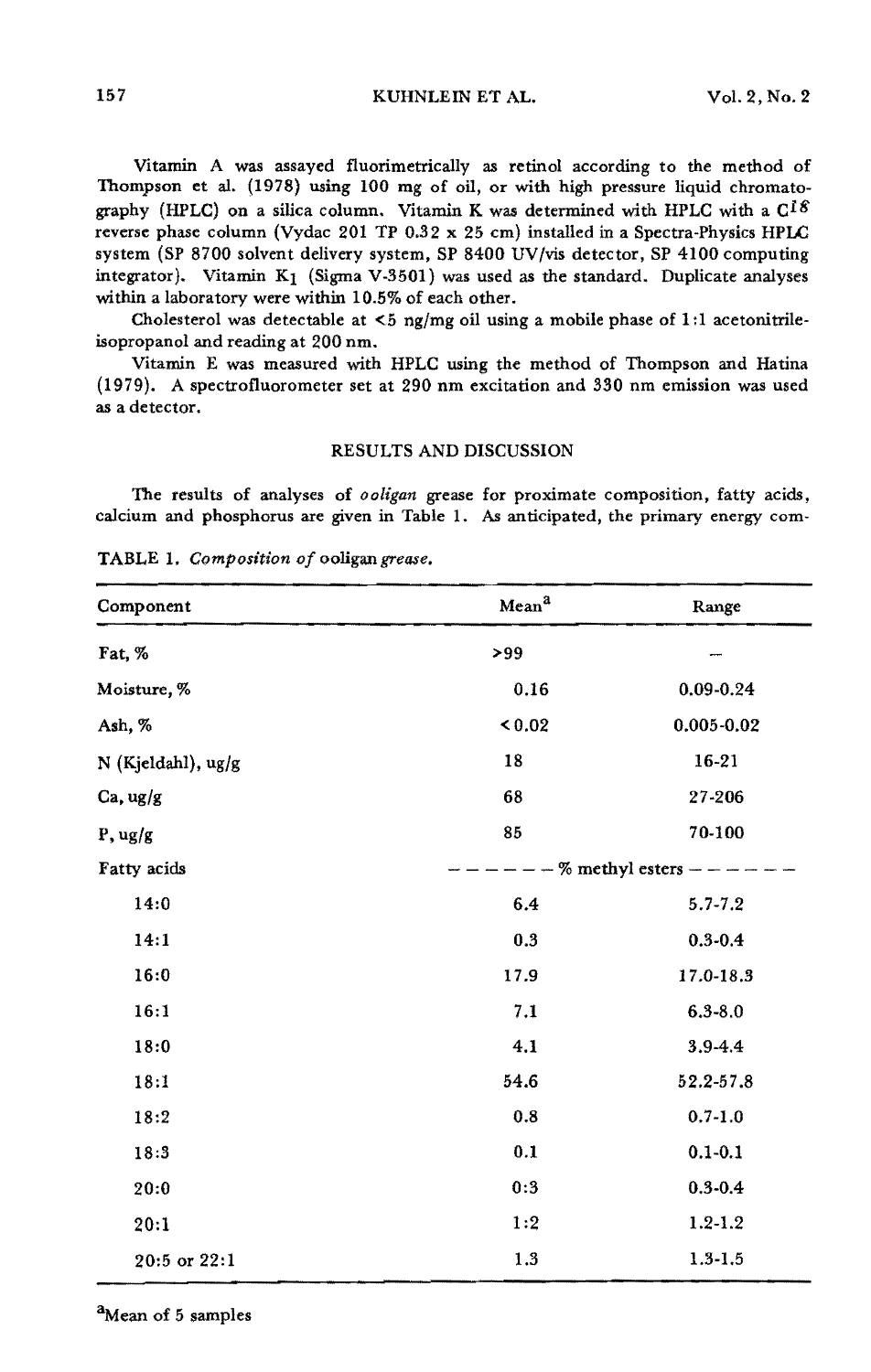Vitamin A was assayed fluorimetrically as retinol according to the method of Thompson et al. (1978) using 100 mg of oil, or with high pressure liquid chromatography (HPLC) on a silica column. Vitamin K was determined with HPLC with a $C^{18}$ reverse phase column (Vydac 201 TP 0.32 x 25 cm) installed in a Spectra-Physics HPLC system (SP 8700 solvent delivery system, SP 8400 UV/vis detector, SP 4100 computing integrator). Vitamin $K_1$ (Sigma V-3501) was used as the standard. Duplicate analyses within a laboratory were within 10.5% of each other.

Cholesterol was detectable at <5 ng/mg oil using a mobile phase of 1:1 acetonitrile-isopropanol and reading at 200 nm.

Vitamin E was measured with HPLC using the method of Thompson and Hatina (1979). A spectrofluorometer set at 290 nm excitation and 330 nm emission was used as a detector.

## RESULTS AND DISCUSSION

The results of analyses of *ooligan* grease for proximate composition, fatty acids, calcium and phosphorus are given in Table 1. As anticipated, the primary energy com-

TABLE 1. *Composition of* ooligan *grease.*

| Component | Mean[a] | Range |
|---|---|---|
| Fat, % | >99 | — |
| Moisture, % | 0.16 | 0.09-0.24 |
| Ash, % | < 0.02 | 0.005-0.02 |
| N (Kjeldahl), ug/g | 18 | 16-21 |
| Ca, ug/g | 68 | 27-206 |
| P, ug/g | 85 | 70-100 |
| Fatty acids | % methyl esters | |
| 14:0 | 6.4 | 5.7-7.2 |
| 14:1 | 0.3 | 0.3-0.4 |
| 16:0 | 17.9 | 17.0-18.3 |
| 16:1 | 7.1 | 6.3-8.0 |
| 18:0 | 4.1 | 3.9-4.4 |
| 18:1 | 54.6 | 52.2-57.8 |
| 18:2 | 0.8 | 0.7-1.0 |
| 18:3 | 0.1 | 0.1-0.1 |
| 20:0 | 0:3 | 0.3-0.4 |
| 20:1 | 1:2 | 1.2-1.2 |
| 20:5 or 22:1 | 1.3 | 1.3-1.5 |

[a]Mean of 5 samples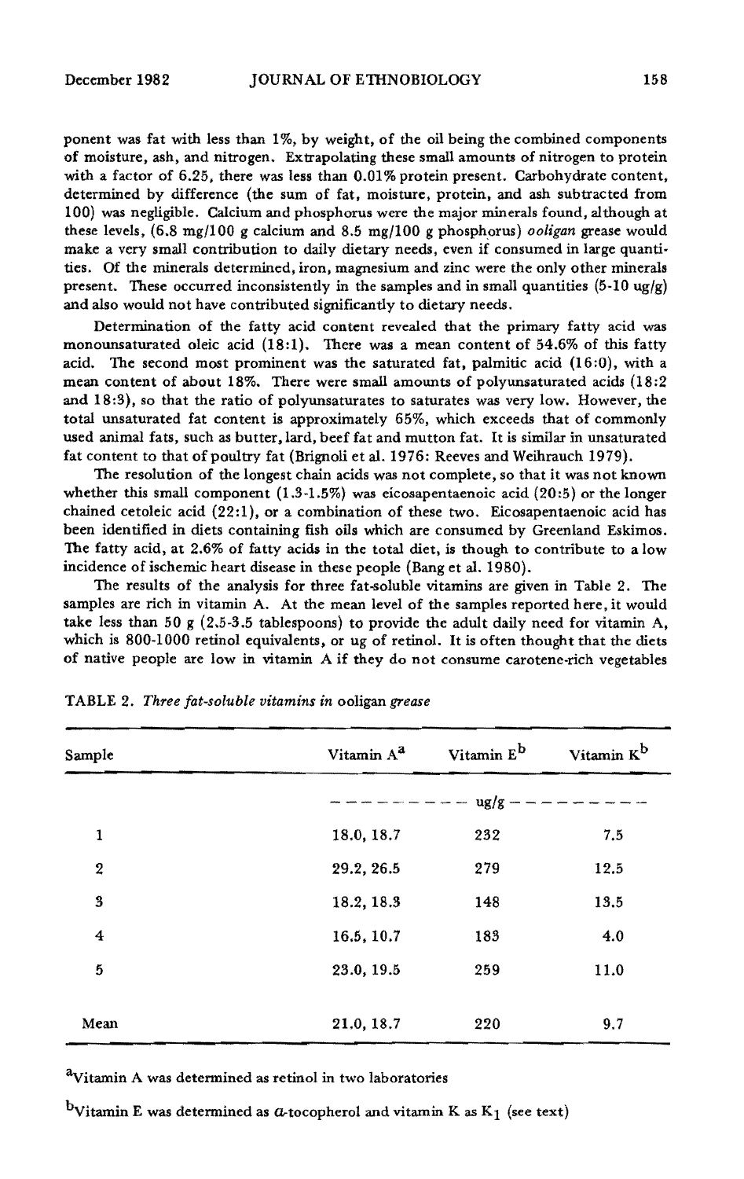ponent was fat with less than 1%, by weight, of the oil being the combined components of moisture, ash, and nitrogen. Extrapolating these small amounts of nitrogen to protein with a factor of 6.25, there was less than 0.01% protein present. Carbohydrate content, determined by difference (the sum of fat, moisture, protein, and ash subtracted from 100) was negligible. Calcium and phosphorus were the major minerals found, although at these levels, (6.8 mg/100 g calcium and 8.5 mg/100 g phosphorus) *ooligan* grease would make a very small contribution to daily dietary needs, even if consumed in large quantities. Of the minerals determined, iron, magnesium and zinc were the only other minerals present. These occurred inconsistently in the samples and in small quantities (5-10 ug/g) and also would not have contributed significantly to dietary needs.

Determination of the fatty acid content revealed that the primary fatty acid was monounsaturated oleic acid (18:1). There was a mean content of 54.6% of this fatty acid. The second most prominent was the saturated fat, palmitic acid (16:0), with a mean content of about 18%. There were small amounts of polyunsaturated acids (18:2 and 18:3), so that the ratio of polyunsaturates to saturates was very low. However, the total unsaturated fat content is approximately 65%, which exceeds that of commonly used animal fats, such as butter, lard, beef fat and mutton fat. It is similar in unsaturated fat content to that of poultry fat (Brignoli et al. 1976: Reeves and Weihrauch 1979).

The resolution of the longest chain acids was not complete, so that it was not known whether this small component (1.3-1.5%) was eicosapentaenoic acid (20:5) or the longer chained cetoleic acid (22:1), or a combination of these two. Eicosapentaenoic acid has been identified in diets containing fish oils which are consumed by Greenland Eskimos. The fatty acid, at 2.6% of fatty acids in the total diet, is though to contribute to a low incidence of ischemic heart disease in these people (Bang et al. 1980).

The results of the analysis for three fat-soluble vitamins are given in Table 2. The samples are rich in vitamin A. At the mean level of the samples reported here, it would take less than 50 g (2.5-3.5 tablespoons) to provide the adult daily need for vitamin A, which is 800-1000 retinol equivalents, or ug of retinol. It is often thought that the diets of native people are low in vitamin A if they do not consume carotene-rich vegetables

TABLE 2. *Three fat-soluble vitamins in* ooligan *grease*

| Sample | Vitamin A[a] | Vitamin E[b] | Vitamin K[b] |
|---|---|---|---|
| | ug/g | | |
| 1 | 18.0, 18.7 | 232 | 7.5 |
| 2 | 29.2, 26.5 | 279 | 12.5 |
| 3 | 18.2, 18.3 | 148 | 13.5 |
| 4 | 16.5, 10.7 | 183 | 4.0 |
| 5 | 23.0, 19.5 | 259 | 11.0 |
| Mean | 21.0, 18.7 | 220 | 9.7 |

[a]Vitamin A was determined as retinol in two laboratories

[b]Vitamin E was determined as $\alpha$-tocopherol and vitamin K as $K_1$ (see text)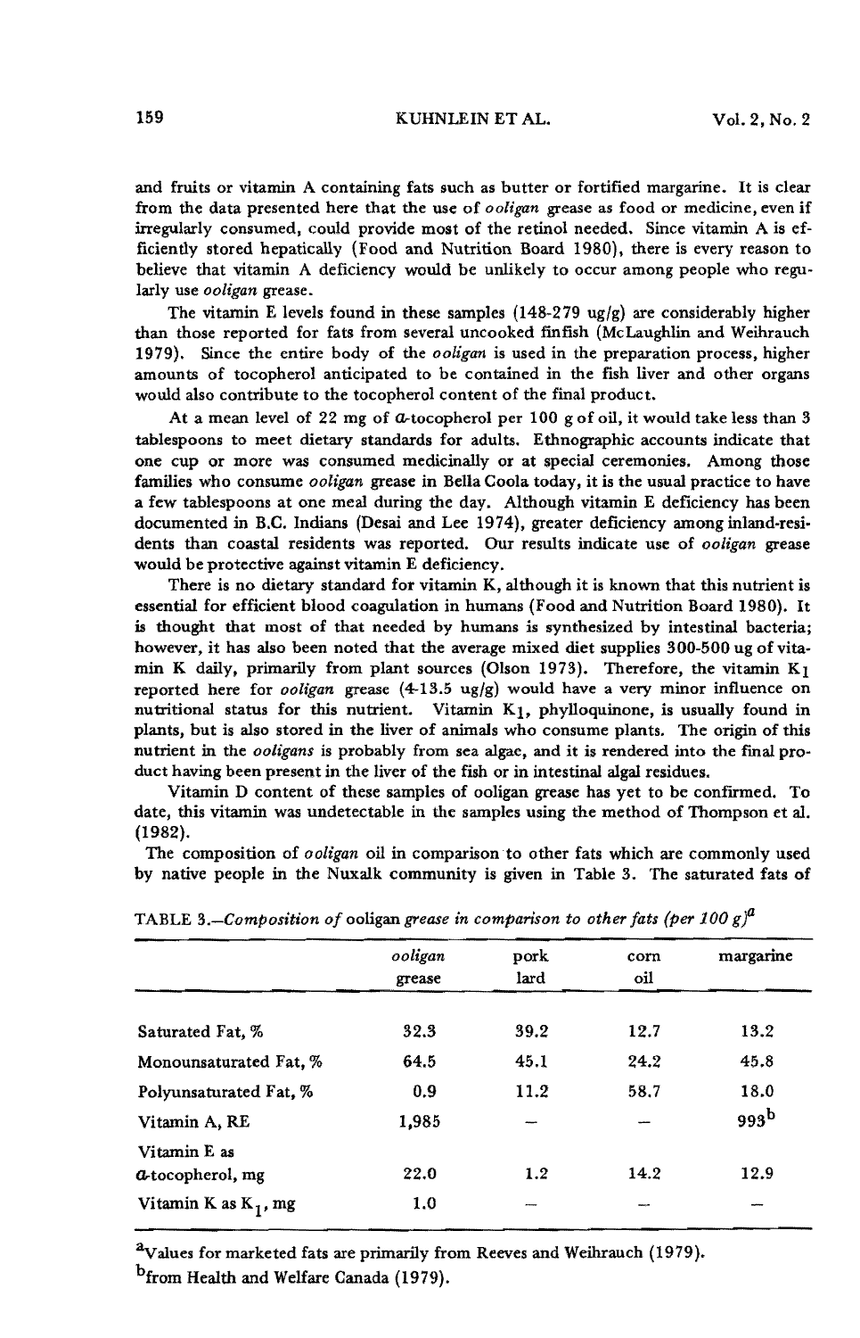and fruits or vitamin A containing fats such as butter or fortified margarine. It is clear from the data presented here that the use of *ooligan* grease as food or medicine, even if irregularly consumed, could provide most of the retinol needed. Since vitamin A is efficiently stored hepatically (Food and Nutrition Board 1980), there is every reason to believe that vitamin A deficiency would be unlikely to occur among people who regularly use *ooligan* grease.

The vitamin E levels found in these samples (148-279 ug/g) are considerably higher than those reported for fats from several uncooked finfish (McLaughlin and Weihrauch 1979). Since the entire body of the *ooligan* is used in the preparation process, higher amounts of tocopherol anticipated to be contained in the fish liver and other organs would also contribute to the tocopherol content of the final product.

At a mean level of 22 mg of α-tocopherol per 100 g of oil, it would take less than 3 tablespoons to meet dietary standards for adults. Ethnographic accounts indicate that one cup or more was consumed medicinally or at special ceremonies. Among those families who consume *ooligan* grease in Bella Coola today, it is the usual practice to have a few tablespoons at one meal during the day. Although vitamin E deficiency has been documented in B.C. Indians (Desai and Lee 1974), greater deficiency among inland-residents than coastal residents was reported. Our results indicate use of *ooligan* grease would be protective against vitamin E deficiency.

There is no dietary standard for vitamin K, although it is known that this nutrient is essential for efficient blood coagulation in humans (Food and Nutrition Board 1980). It is thought that most of that needed by humans is synthesized by intestinal bacteria; however, it has also been noted that the average mixed diet supplies 300-500 ug of vitamin K daily, primarily from plant sources (Olson 1973). Therefore, the vitamin $K_1$ reported here for *ooligan* grease (4-13.5 ug/g) would have a very minor influence on nutritional status for this nutrient. Vitamin $K_1$, phylloquinone, is usually found in plants, but is also stored in the liver of animals who consume plants. The origin of this nutrient in the *ooligans* is probably from sea algae, and it is rendered into the final product having been present in the liver of the fish or in intestinal algal residues.

Vitamin D content of these samples of ooligan grease has yet to be confirmed. To date, this vitamin was undetectable in the samples using the method of Thompson et al. (1982).

The composition of *ooligan* oil in comparison to other fats which are commonly used by native people in the Nuxalk community is given in Table 3. The saturated fats of

TABLE 3.—*Composition of* ooligan *grease in comparison to other fats (per 100 g)*[a]

| | *ooligan* grease | pork lard | corn oil | margarine |
|---|---|---|---|---|
| Saturated Fat, % | 32.3 | 39.2 | 12.7 | 13.2 |
| Monounsaturated Fat, % | 64.5 | 45.1 | 24.2 | 45.8 |
| Polyunsaturated Fat, % | 0.9 | 11.2 | 58.7 | 18.0 |
| Vitamin A, RE | 1,985 | — | — | 993[b] |
| Vitamin E as α-tocopherol, mg | 22.0 | 1.2 | 14.2 | 12.9 |
| Vitamin K as $K_1$, mg | 1.0 | — | — | — |

[a]Values for marketed fats are primarily from Reeves and Weihrauch (1979).

[b]from Health and Welfare Canada (1979).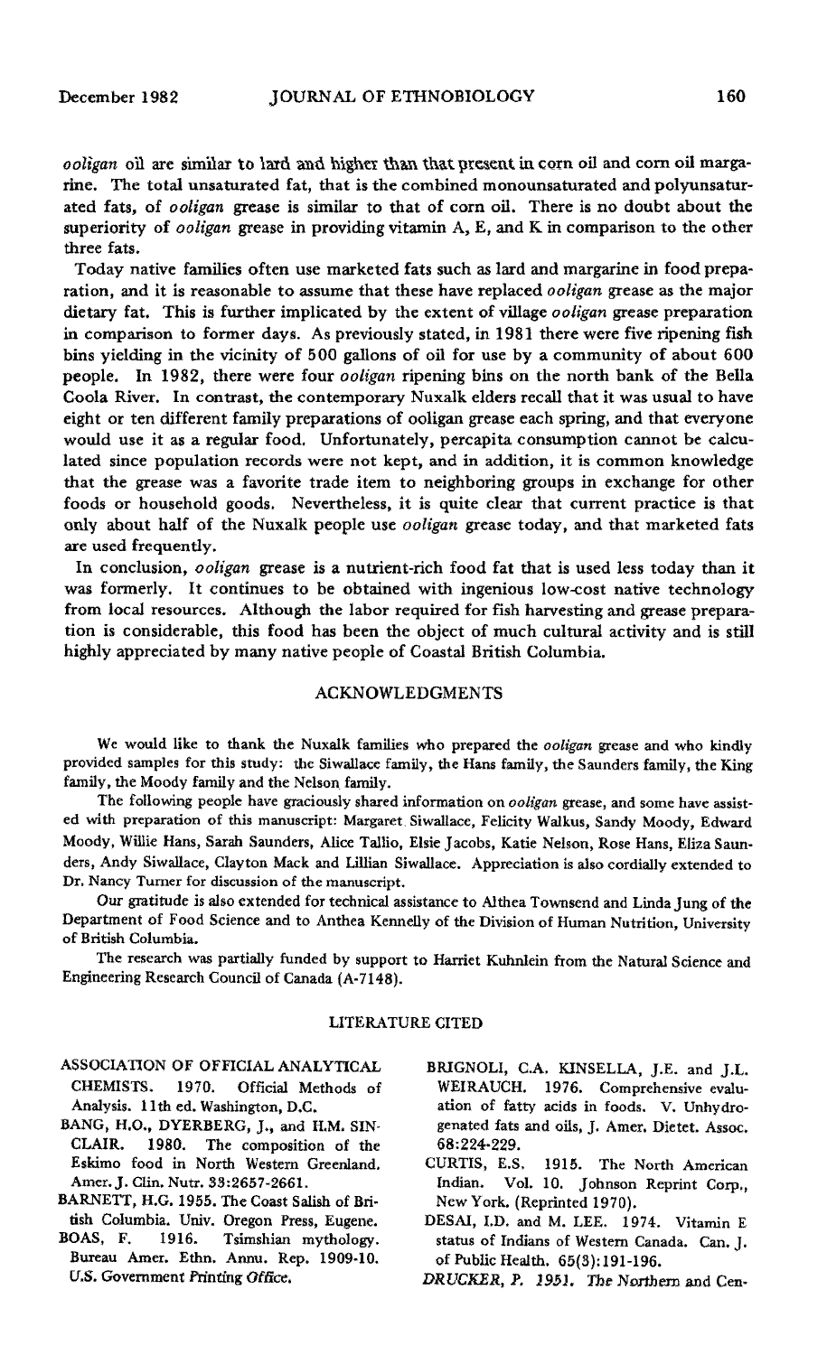*ooligan* oil are similar to lard and higher than that present in corn oil and corn oil margarine. The total unsaturated fat, that is the combined monounsaturated and polyunsaturated fats, of *ooligan* grease is similar to that of corn oil. There is no doubt about the superiority of *ooligan* grease in providing vitamin A, E, and K in comparison to the other three fats.

Today native families often use marketed fats such as lard and margarine in food preparation, and it is reasonable to assume that these have replaced *ooligan* grease as the major dietary fat. This is further implicated by the extent of village *ooligan* grease preparation in comparison to former days. As previously stated, in 1981 there were five ripening fish bins yielding in the vicinity of 500 gallons of oil for use by a community of about 600 people. In 1982, there were four *ooligan* ripening bins on the north bank of the Bella Coola River. In contrast, the contemporary Nuxalk elders recall that it was usual to have eight or ten different family preparations of ooligan grease each spring, and that everyone would use it as a regular food. Unfortunately, percapita consumption cannot be calculated since population records were not kept, and in addition, it is common knowledge that the grease was a favorite trade item to neighboring groups in exchange for other foods or household goods. Nevertheless, it is quite clear that current practice is that only about half of the Nuxalk people use *ooligan* grease today, and that marketed fats are used frequently.

In conclusion, *ooligan* grease is a nutrient-rich food fat that is used less today than it was formerly. It continues to be obtained with ingenious low-cost native technology from local resources. Although the labor required for fish harvesting and grease preparation is considerable, this food has been the object of much cultural activity and is still highly appreciated by many native people of Coastal British Columbia.

## ACKNOWLEDGMENTS

We would like to thank the Nuxalk families who prepared the *ooligan* grease and who kindly provided samples for this study: the Siwallace family, the Hans family, the Saunders family, the King family, the Moody family and the Nelson family.

The following people have graciously shared information on *ooligan* grease, and some have assisted with preparation of this manuscript: Margaret Siwallace, Felicity Walkus, Sandy Moody, Edward Moody, Willie Hans, Sarah Saunders, Alice Tallio, Elsie Jacobs, Katie Nelson, Rose Hans, Eliza Saunders, Andy Siwallace, Clayton Mack and Lillian Siwallace. Appreciation is also cordially extended to Dr. Nancy Turner for discussion of the manuscript.

Our gratitude is also extended for technical assistance to Althea Townsend and Linda Jung of the Department of Food Science and to Anthea Kennelly of the Division of Human Nutrition, University of British Columbia.

The research was partially funded by support to Harriet Kuhnlein from the Natural Science and Engineering Research Council of Canada (A-7148).

## LITERATURE CITED

ASSOCIATION OF OFFICIAL ANALYTICAL CHEMISTS. 1970. Official Methods of Analysis. 11th ed. Washington, D.C.

BANG, H.O., DYERBERG, J., and H.M. SINCLAIR. 1980. The composition of the Eskimo food in North Western Greenland. Amer. J. Clin. Nutr. 33:2657-2661.

BARNETT, H.G. 1955. The Coast Salish of British Columbia. Univ. Oregon Press, Eugene.

BOAS, F. 1916. Tsimshian mythology. Bureau Amer. Ethn. Annu. Rep. 1909-10. U.S. Government Printing Office.

BRIGNOLI, C.A. KINSELLA, J.E. and J.L. WEIRAUCH. 1976. Comprehensive evaluation of fatty acids in foods. V. Unhydrogenated fats and oils, J. Amer. Dietet. Assoc. 68:224-229.

CURTIS, E.S. 1915. The North American Indian. Vol. 10. Johnson Reprint Corp., New York. (Reprinted 1970).

DESAI, I.D. and M. LEE. 1974. Vitamin E status of Indians of Western Canada. Can. J. of Public Health. 65(3):191-196.

DRUCKER, P. 1951. The Northern and Cen-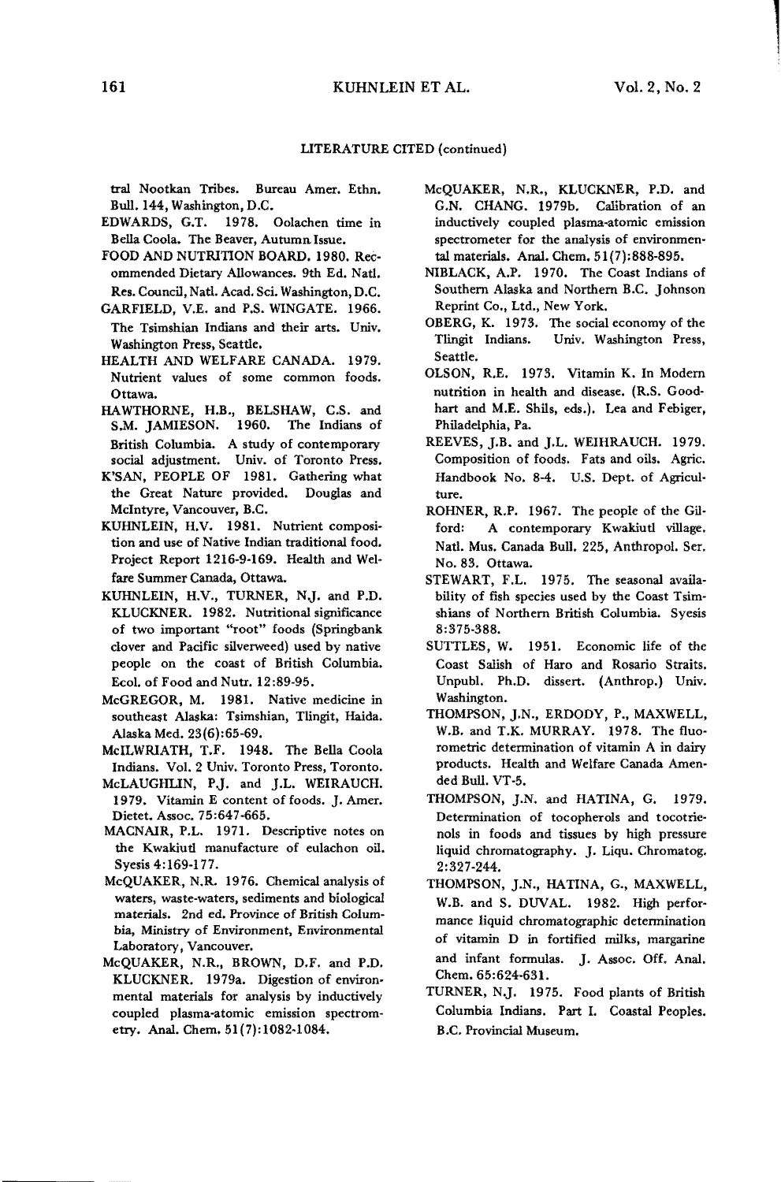LITERATURE CITED (continued)

tral Nootkan Tribes. Bureau Amer. Ethn. Bull. 144, Washington, D.C.

EDWARDS, G.T. 1978. Oolachen time in Bella Coola. The Beaver, Autumn Issue.

FOOD AND NUTRITION BOARD. 1980. Recommended Dietary Allowances. 9th Ed. Natl. Res. Council, Natl. Acad. Sci. Washington, D.C.

GARFIELD, V.E. and P.S. WINGATE. 1966. The Tsimshian Indians and their arts. Univ. Washington Press, Seattle.

HEALTH AND WELFARE CANADA. 1979. Nutrient values of some common foods. Ottawa.

HAWTHORNE, H.B., BELSHAW, C.S. and S.M. JAMIESON. 1960. The Indians of British Columbia. A study of contemporary social adjustment. Univ. of Toronto Press.

K'SAN, PEOPLE OF 1981. Gathering what the Great Nature provided. Douglas and McIntyre, Vancouver, B.C.

KUHNLEIN, H.V. 1981. Nutrient composition and use of Native Indian traditional food. Project Report 1216-9-169. Health and Welfare Summer Canada, Ottawa.

KUHNLEIN, H.V., TURNER, N.J. and P.D. KLUCKNER. 1982. Nutritional significance of two important "root" foods (Springbank clover and Pacific silverweed) used by native people on the coast of British Columbia. Ecol. of Food and Nutr. 12:89-95.

McGREGOR, M. 1981. Native medicine in southeast Alaska: Tsimshian, Tlingit, Haida. Alaska Med. 23(6):65-69.

McILWRIATH, T.F. 1948. The Bella Coola Indians. Vol. 2 Univ. Toronto Press, Toronto.

McLAUGHLIN, P.J. and J.L. WEIRAUCH. 1979. Vitamin E content of foods. J. Amer. Dietet. Assoc. 75:647-665.

MACNAIR, P.L. 1971. Descriptive notes on the Kwakiutl manufacture of eulachon oil. Syesis 4:169-177.

McQUAKER, N.R. 1976. Chemical analysis of waters, waste-waters, sediments and biological materials. 2nd ed. Province of British Columbia, Ministry of Environment, Environmental Laboratory, Vancouver.

McQUAKER, N.R., BROWN, D.F. and P.D. KLUCKNER. 1979a. Digestion of environmental materials for analysis by inductively coupled plasma-atomic emission spectrometry. Anal. Chem. 51(7):1082-1084.

McQUAKER, N.R., KLUCKNER, P.D. and G.N. CHANG. 1979b. Calibration of an inductively coupled plasma-atomic emission spectrometer for the analysis of environmental materials. Anal. Chem. 51(7):888-895.

NIBLACK, A.P. 1970. The Coast Indians of Southern Alaska and Northern B.C. Johnson Reprint Co., Ltd., New York.

OBERG, K. 1973. The social economy of the Tlingit Indians. Univ. Washington Press, Seattle.

OLSON, R.E. 1973. Vitamin K. In Modern nutrition in health and disease. (R.S. Goodhart and M.E. Shils, eds.). Lea and Febiger, Philadelphia, Pa.

REEVES, J.B. and J.L. WEIHRAUCH. 1979. Composition of foods. Fats and oils. Agric. Handbook No. 8-4. U.S. Dept. of Agriculture.

ROHNER, R.P. 1967. The people of the Gilford: A contemporary Kwakiutl village. Natl. Mus. Canada Bull. 225, Anthropol. Ser. No. 83. Ottawa.

STEWART, F.L. 1975. The seasonal availability of fish species used by the Coast Tsimshians of Northern British Columbia. Syesis 8:375-388.

SUTTLES, W. 1951. Economic life of the Coast Salish of Haro and Rosario Straits. Unpubl. Ph.D. dissert. (Anthrop.) Univ. Washington.

THOMPSON, J.N., ERDODY, P., MAXWELL, W.B. and T.K. MURRAY. 1978. The fluorometric determination of vitamin A in dairy products. Health and Welfare Canada Amended Bull. VT-5.

THOMPSON, J.N. and HATINA, G. 1979. Determination of tocopherols and tocotrienols in foods and tissues by high pressure liquid chromatography. J. Liqu. Chromatog. 2:327-244.

THOMPSON, J.N., HATINA, G., MAXWELL, W.B. and S. DUVAL. 1982. High performance liquid chromatographic determination of vitamin D in fortified milks, margarine and infant formulas. J. Assoc. Off. Anal. Chem. 65:624-631.

TURNER, N.J. 1975. Food plants of British Columbia Indians. Part I. Coastal Peoples. B.C. Provincial Museum.